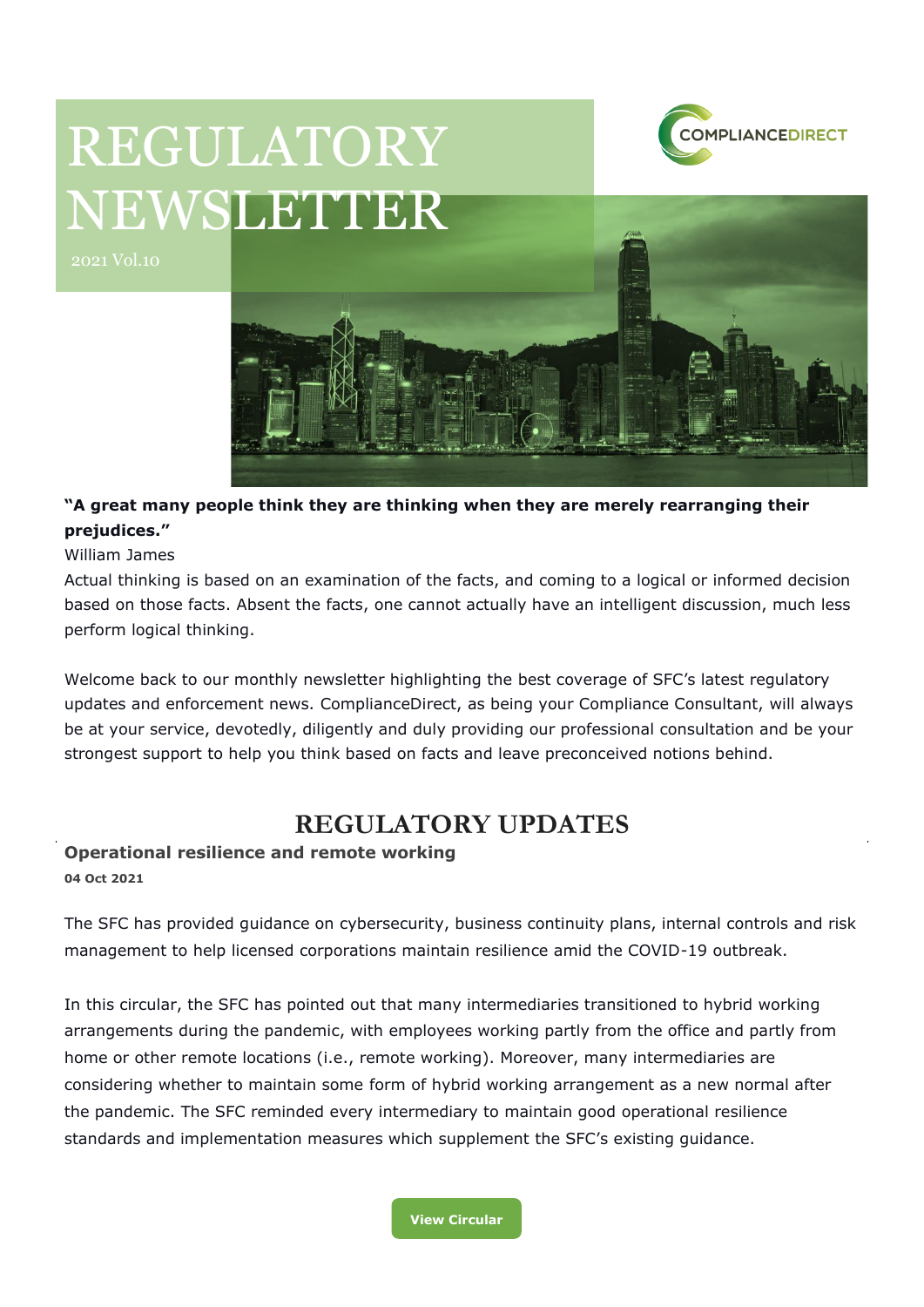# REGULATORY NEWSLETTER

2021 Vol.10

COMPLIANCEDIRECT

**"A great many people think they are thinking when they are merely rearranging their prejudices."**

William James

Actual thinking is based on an examination of the facts, and coming to a logical or informed decision based on those facts. Absent the facts, one cannot actually have an intelligent discussion, much less perform logical thinking.

Welcome back to our monthly newsletter highlighting the best coverage of SFC's latest regulatory updates and enforcement news. ComplianceDirect, as being your Compliance Consultant, will always be at your service, devotedly, diligently and duly providing our professional consultation and be your strongest support to help you think based on facts and leave preconceived notions behind.

## REGULATORY UPDATES

### Operational resilience and remote working

**04 Oct 2021**

The SFC has provided guidance on cybersecurity, business continuity plans, internal controls and risk management to help licensed corporations maintain resilience amid the COVID-19 outbreak.

In this circular, the SFC has pointed out that many intermediaries transitioned to hybrid working arrangements during the pandemic, with employees working partly from the office and partly from home or other remote locations (i.e., remote working). Moreover, many intermediaries are considering whether to maintain some form of hybrid working arrangement as a new normal after the pandemic. The SFC reminded every intermediary to maintain good operational resilience standards and implementation measures which supplement the SFC's existing guidance.

View Circular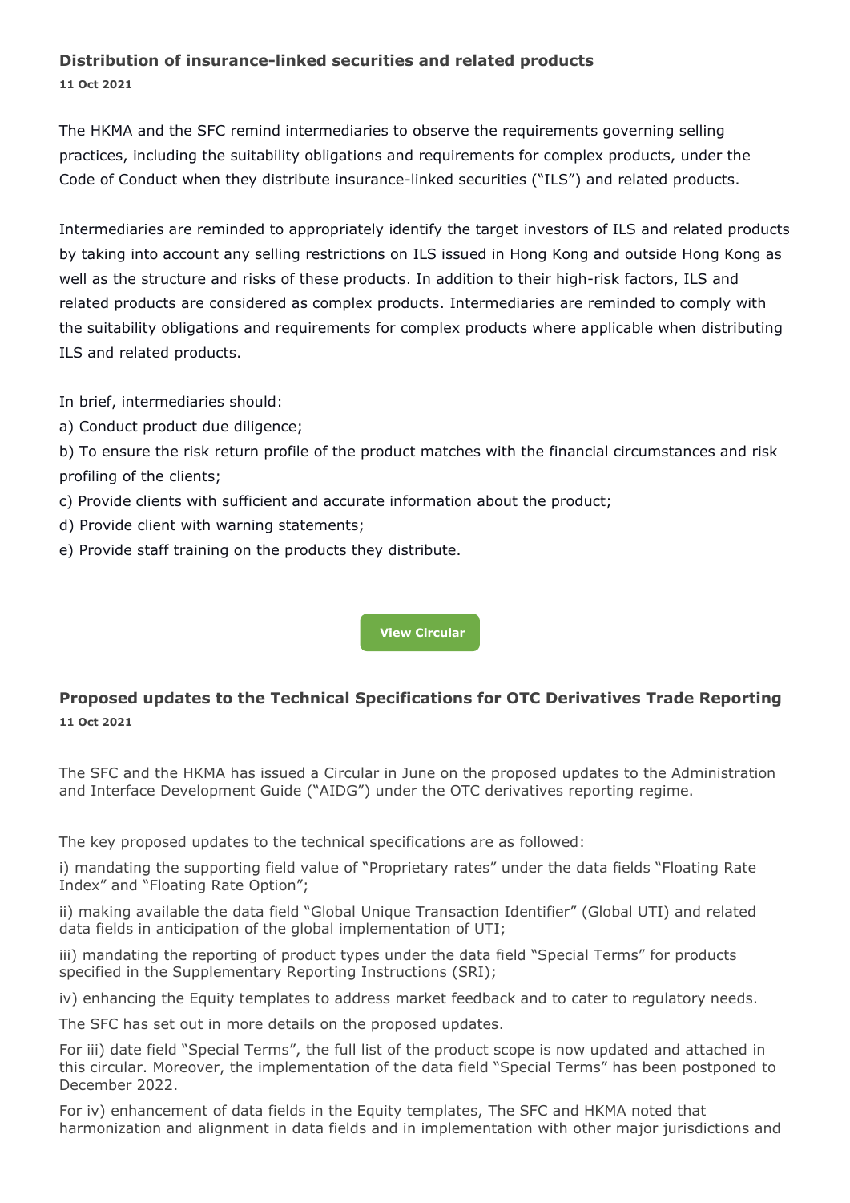### Distribution of insurance-linked securities and related products

**11 Oct 2021**

The HKMA and the SFC remind intermediaries to observe the requirements governing selling practices, including the suitability obligations and requirements for complex products, under the Code of Conduct when they distribute insurance-linked securities ("ILS") and related products.

Intermediaries are reminded to appropriately identify the target investors of ILS and related products by taking into account any selling restrictions on ILS issued in Hong Kong and outside Hong Kong as well as the structure and risks of these products. In addition to their high-risk factors, ILS and related products are considered as complex products. Intermediaries are reminded to comply with the suitability obligations and requirements for complex products where applicable when distributing ILS and related products.

In brief, intermediaries should:

a) Conduct product due diligence;

b) To ensure the risk return profile of the product matches with the financial circumstances and risk profiling of the clients;

c) Provide clients with sufficient and accurate information about the product;

d) Provide client with warning statements;

e) Provide staff training on the products they distribute.

**View Circular**

### Proposed updates to the Technical Specifications for OTC Derivatives Trade Reporting

**11 Oct 2021**

The SFC and the HKMA has issued a Circular in June on the proposed updates to the Administration and Interface Development Guide ("AIDG") under the OTC derivatives reporting regime.

The key proposed updates to the technical specifications are as followed:

i) mandating the supporting field value of "Proprietary rates" under the data fields "Floating Rate Index" and "Floating Rate Option";

ii) making available the data field "Global Unique Transaction Identifier" (Global UTI) and related data fields in anticipation of the global implementation of UTI;

iii) mandating the reporting of product types under the data field "Special Terms" for products specified in the Supplementary Reporting Instructions (SRI);

iv) enhancing the Equity templates to address market feedback and to cater to regulatory needs.

The SFC has set out in more details on the proposed updates.

For iii) date field "Special Terms", the full list of the product scope is now updated and attached in this circular. Moreover, the implementation of the data field "Special Terms" has been postponed to December 2022.

For iv) enhancement of data fields in the Equity templates, The SFC and HKMA noted that harmonization and alignment in data fields and in implementation with other major jurisdictions and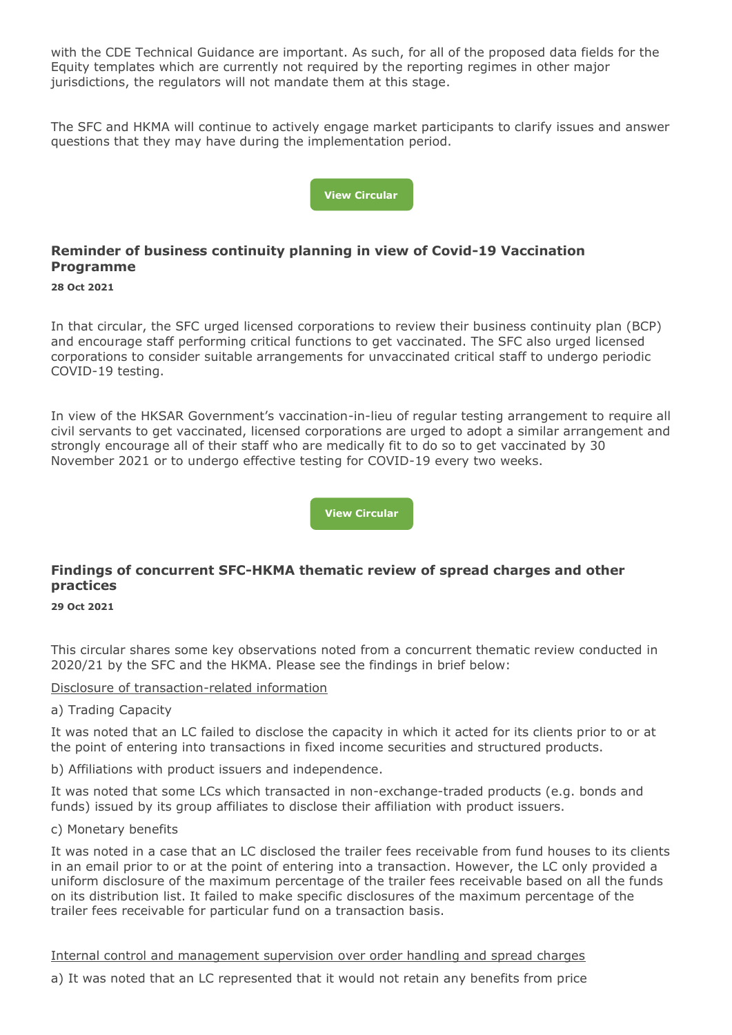with the CDE Technical Guidance are important. As such, for all of the proposed data fields for the Equity templates which are currently not required by the reporting regimes in other major jurisdictions, the regulators will not mandate them at this stage.

The SFC and HKMA will continue to actively engage market participants to clarify issues and answer questions that they may have during the implementation period.

View Circular

### Reminder of business continuity planning in view of Covid-19 Vaccination Programme

**28 Oct 2021**

In that circular, the SFC urged licensed corporations to review their business continuity plan (BCP) and encourage staff performing critical functions to get vaccinated. The SFC also urged licensed corporations to consider suitable arrangements for unvaccinated critical staff to undergo periodic COVID-19 testing.

In view of the HKSAR Government's vaccination-in-lieu of regular testing arrangement to require all civil servants to get vaccinated, licensed corporations are urged to adopt a similar arrangement and strongly encourage all of their staff who are medically fit to do so to get vaccinated by 30 November 2021 or to undergo effective testing for COVID-19 every two weeks.

View Circular

### Findings of concurrent SFC-HKMA thematic review of spread charges and other practices

**29 Oct 2021**

This circular shares some key observations noted from a concurrent thematic review conducted in 2020/21 by the SFC and the HKMA. Please see the findings in brief below:

<u>Disclosure of transaction-related information</u>

a) Trading Capacity

It was noted that an LC failed to disclose the capacity in which it acted for its clients prior to or at the point of entering into transactions in fixed income securities and structured products.

b) Affiliations with product issuers and independence.

It was noted that some LCs which transacted in non-exchange-traded products (e.g. bonds and funds) issued by its group affiliates to disclose their affiliation with product issuers.

c) Monetary benefits

It was noted in a case that an LC disclosed the trailer fees receivable from fund houses to its clients in an email prior to or at the point of entering into a transaction. However, the LC only provided a uniform disclosure of the maximum percentage of the trailer fees receivable based on all the funds on its distribution list. It failed to make specific disclosures of the maximum percentage of the trailer fees receivable for particular fund on a transaction basis.

<u>Internal control and management supervision over order handling and spread charges</u>

a) It was noted that an LC represented that it would not retain any benefits from price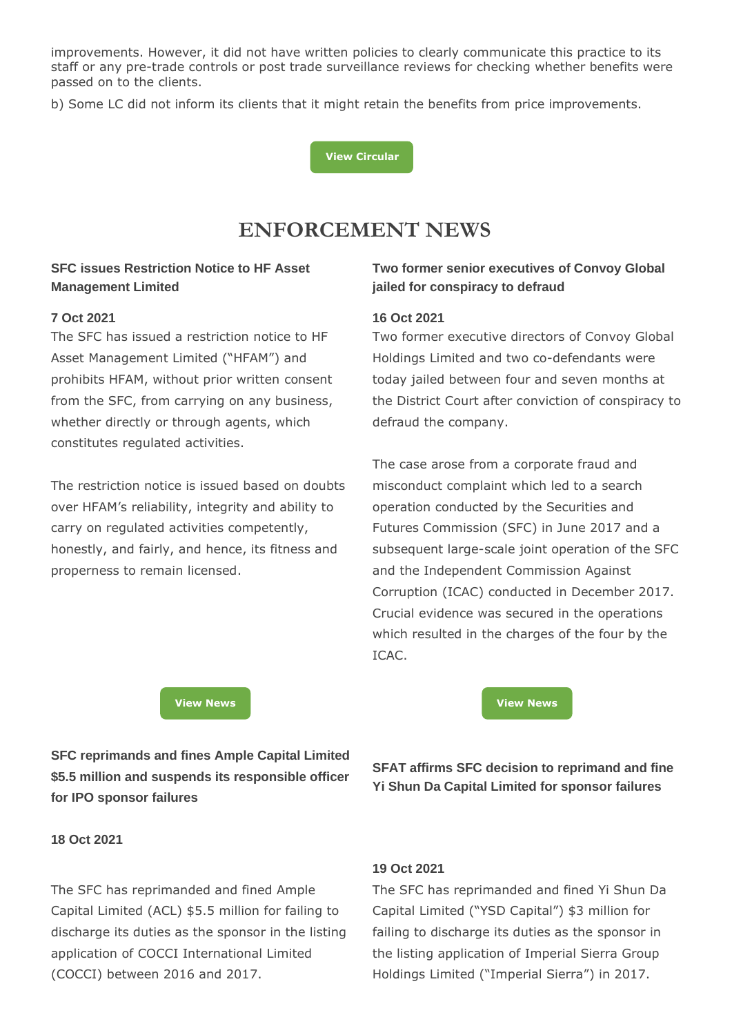improvements. However, it did not have written policies to clearly communicate this practice to its staff or any pre-trade controls or post trade surveillance reviews for checking whether benefits were passed on to the clients.

b) Some LC did not inform its clients that it might retain the benefits from price improvements.

View Circular

# ENFORCEMENT NEWS

### SFC issues Restriction Notice to HF Asset Management Limited

**7 Oct 2021**

The SFC has issued a restriction notice to HF Asset Management Limited ("HFAM") and prohibits HFAM, without prior written consent from the SFC, from carrying on any business, whether directly or through agents, which constitutes regulated activities.

The restriction notice is issued based on doubts over HFAM's reliability, integrity and ability to carry on regulated activities competently, honestly, and fairly, and hence, its fitness and properness to remain licensed.

View News

### Two former senior executives of Convoy Global jailed for conspiracy to defraud

**16 Oct 2021**

Two former executive directors of Convoy Global Holdings Limited and two co-defendants were today jailed between four and seven months at the District Court after conviction of conspiracy to defraud the company.

The case arose from a corporate fraud and misconduct complaint which led to a search operation conducted by the Securities and Futures Commission (SFC) in June 2017 and a subsequent large-scale joint operation of the SFC and the Independent Commission Against Corruption (ICAC) conducted in December 2017. Crucial evidence was secured in the operations which resulted in the charges of the four by the ICAC.

View News

### SFC reprimands and fines Ample Capital Limited $5.5 million and suspends its responsible officer for IPO sponsor failures

**18 Oct 2021**

The SFC has reprimanded and fined Ample Capital Limited (ACL) $5.5 million for failing to discharge its duties as the sponsor in the listing application of COCCI International Limited (COCCI) between 2016 and 2017.

### SFAT affirms SFC decision to reprimand and fine Yi Shun Da Capital Limited for sponsor failures

**19 Oct 2021**

The SFC has reprimanded and fined Yi Shun Da Capital Limited ("YSD Capital") $3 million for failing to discharge its duties as the sponsor in the listing application of Imperial Sierra Group Holdings Limited ("Imperial Sierra") in 2017.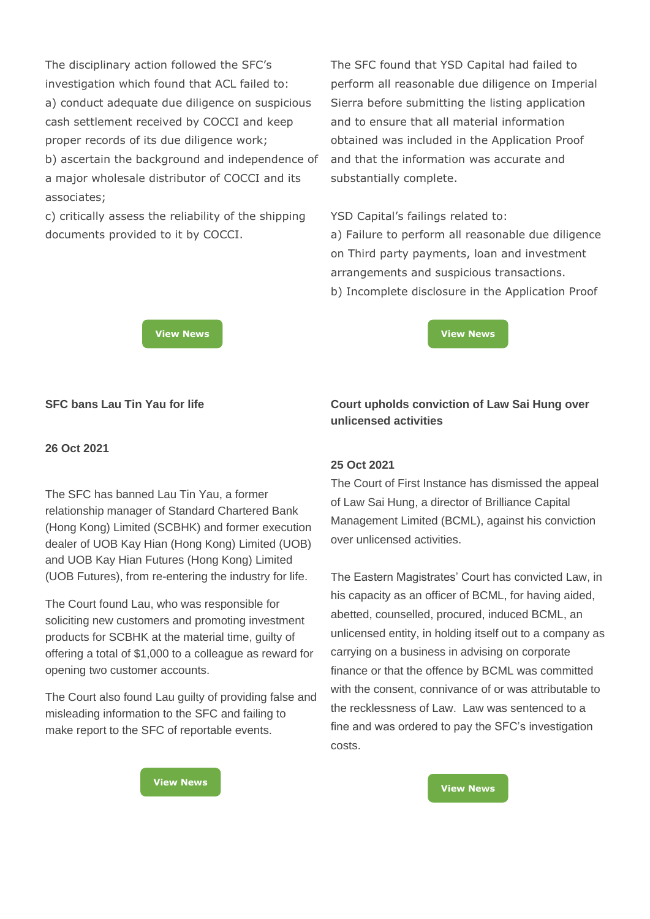The disciplinary action followed the SFC's investigation which found that ACL failed to:
a) conduct adequate due diligence on suspicious cash settlement received by COCCI and keep proper records of its due diligence work;
b) ascertain the background and independence of a major wholesale distributor of COCCI and its associates;
c) critically assess the reliability of the shipping documents provided to it by COCCI.

View News

The SFC found that YSD Capital had failed to perform all reasonable due diligence on Imperial Sierra before submitting the listing application and to ensure that all material information obtained was included in the Application Proof and that the information was accurate and substantially complete.

YSD Capital's failings related to:
a) Failure to perform all reasonable due diligence on Third party payments, loan and investment arrangements and suspicious transactions.
b) Incomplete disclosure in the Application Proof

View News

**SFC bans Lau Tin Yau for life**

**26 Oct 2021**

The SFC has banned Lau Tin Yau, a former relationship manager of Standard Chartered Bank (Hong Kong) Limited (SCBHK) and former execution dealer of UOB Kay Hian (Hong Kong) Limited (UOB) and UOB Kay Hian Futures (Hong Kong) Limited (UOB Futures), from re-entering the industry for life.

The Court found Lau, who was responsible for soliciting new customers and promoting investment products for SCBHK at the material time, guilty of offering a total of $1,000 to a colleague as reward for opening two customer accounts.

The Court also found Lau guilty of providing false and misleading information to the SFC and failing to make report to the SFC of reportable events.

View News

**Court upholds conviction of Law Sai Hung over unlicensed activities**

**25 Oct 2021**

The Court of First Instance has dismissed the appeal of Law Sai Hung, a director of Brilliance Capital Management Limited (BCML), against his conviction over unlicensed activities.

The Eastern Magistrates' Court has convicted Law, in his capacity as an officer of BCML, for having aided, abetted, counselled, procured, induced BCML, an unlicensed entity, in holding itself out to a company as carrying on a business in advising on corporate finance or that the offence by BCML was committed with the consent, connivance of or was attributable to the recklessness of Law. Law was sentenced to a fine and was ordered to pay the SFC's investigation costs.

View News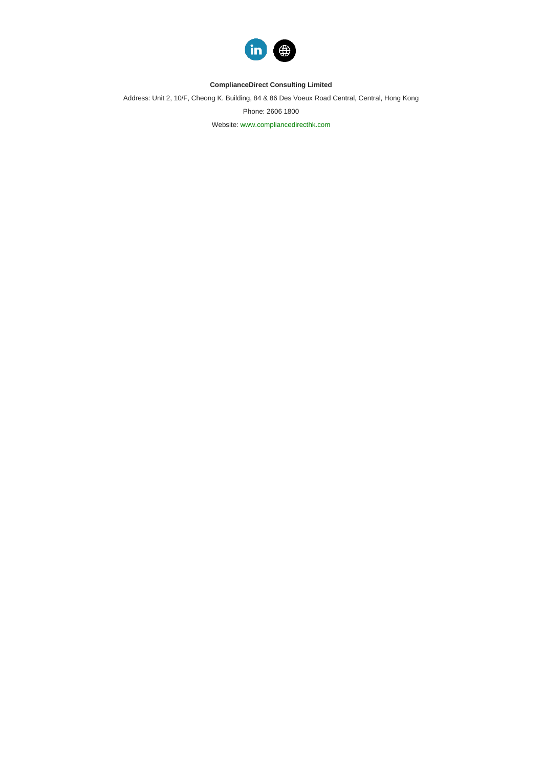**ComplianceDirect Consulting Limited**

Address: Unit 2, 10/F, Cheong K. Building, 84 & 86 Des Voeux Road Central, Central, Hong Kong

Phone: 2606 1800

Website: www.compliancedirecthk.com